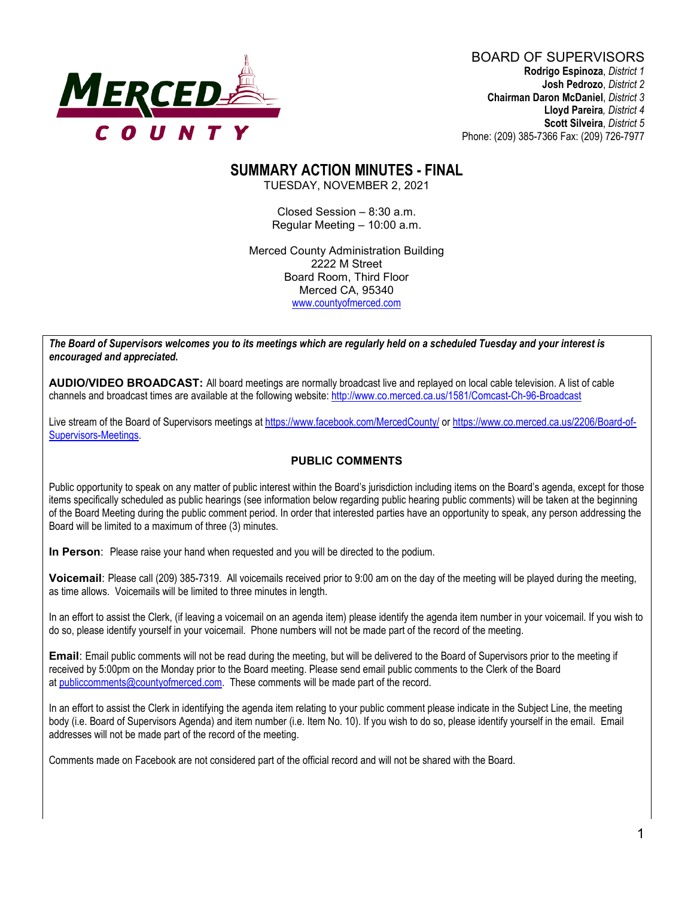MERCED COUNTY

BOARD OF SUPERVISORS
**Rodrigo Espinoza**, *District 1*
**Josh Pedrozo**, *District 2*
**Chairman Daron McDaniel**, *District 3*
**Lloyd Pareira***, District 4*
**Scott Silveira**, *District 5*
Phone: (209) 385-7366 Fax: (209) 726-7977

# SUMMARY ACTION MINUTES - FINAL

TUESDAY, NOVEMBER 2, 2021

Closed Session – 8:30 a.m.
Regular Meeting – 10:00 a.m.

Merced County Administration Building
2222 M Street
Board Room, Third Floor
Merced CA, 95340
www.countyofmerced.com

***The Board of Supervisors welcomes you to its meetings which are regularly held on a scheduled Tuesday and your interest is encouraged and appreciated.***

**AUDIO/VIDEO BROADCAST:** All board meetings are normally broadcast live and replayed on local cable television. A list of cable channels and broadcast times are available at the following website: http://www.co.merced.ca.us/1581/Comcast-Ch-96-Broadcast

Live stream of the Board of Supervisors meetings at https://www.facebook.com/MercedCounty/ or https://www.co.merced.ca.us/2206/Board-of-Supervisors-Meetings.

## PUBLIC COMMENTS

Public opportunity to speak on any matter of public interest within the Board's jurisdiction including items on the Board's agenda, except for those items specifically scheduled as public hearings (see information below regarding public hearing public comments) will be taken at the beginning of the Board Meeting during the public comment period. In order that interested parties have an opportunity to speak, any person addressing the Board will be limited to a maximum of three (3) minutes.

**In Person**: Please raise your hand when requested and you will be directed to the podium.

**Voicemail**: Please call (209) 385-7319. All voicemails received prior to 9:00 am on the day of the meeting will be played during the meeting, as time allows. Voicemails will be limited to three minutes in length.

In an effort to assist the Clerk, (if leaving a voicemail on an agenda item) please identify the agenda item number in your voicemail. If you wish to do so, please identify yourself in your voicemail. Phone numbers will not be made part of the record of the meeting.

**Email**: Email public comments will not be read during the meeting, but will be delivered to the Board of Supervisors prior to the meeting if received by 5:00pm on the Monday prior to the Board meeting. Please send email public comments to the Clerk of the Board at publiccomments@countyofmerced.com. These comments will be made part of the record.

In an effort to assist the Clerk in identifying the agenda item relating to your public comment please indicate in the Subject Line, the meeting body (i.e. Board of Supervisors Agenda) and item number (i.e. Item No. 10). If you wish to do so, please identify yourself in the email. Email addresses will not be made part of the record of the meeting.

Comments made on Facebook are not considered part of the official record and will not be shared with the Board.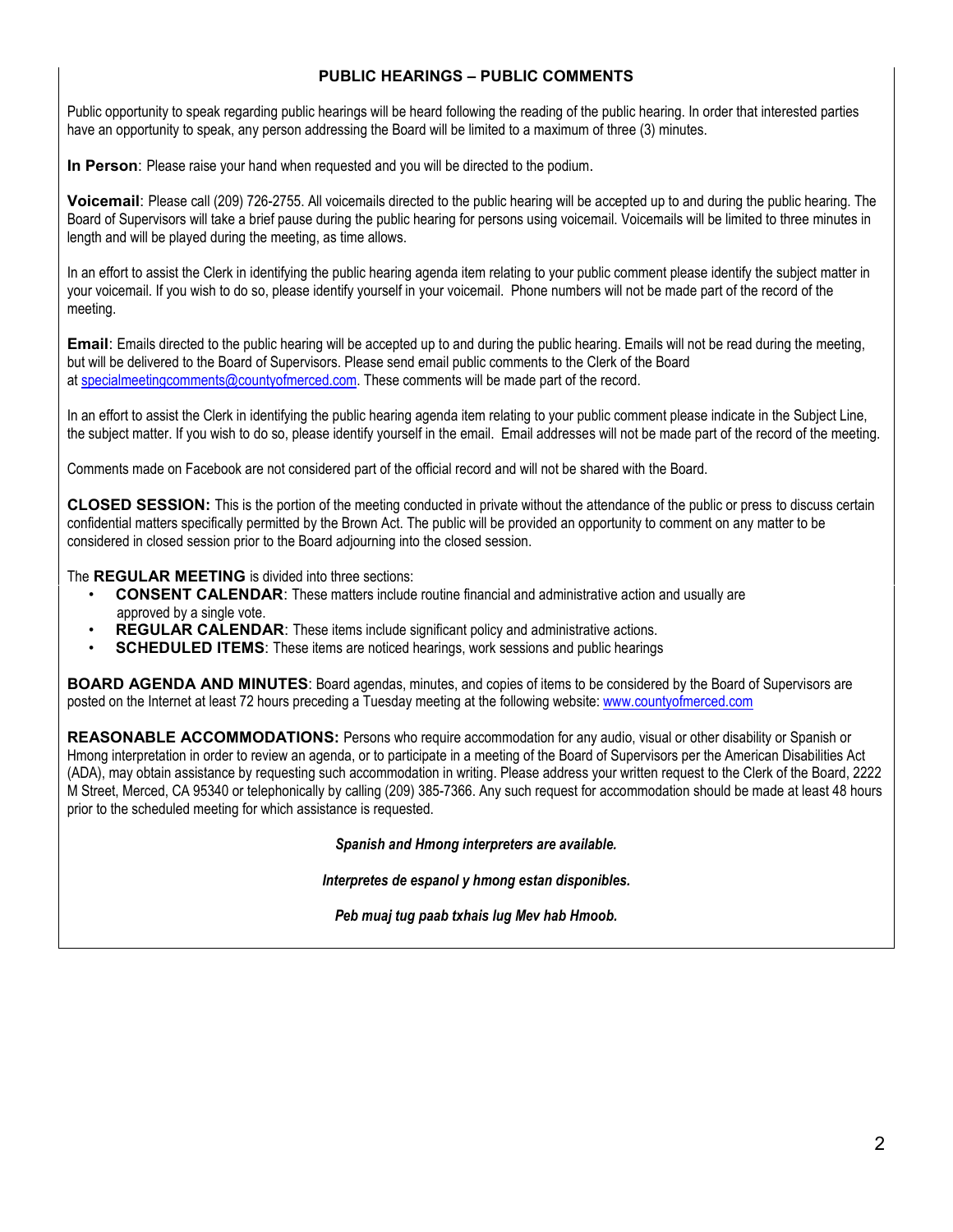## PUBLIC HEARINGS – PUBLIC COMMENTS

Public opportunity to speak regarding public hearings will be heard following the reading of the public hearing. In order that interested parties have an opportunity to speak, any person addressing the Board will be limited to a maximum of three (3) minutes.

**In Person**: Please raise your hand when requested and you will be directed to the podium.

**Voicemail**: Please call (209) 726-2755. All voicemails directed to the public hearing will be accepted up to and during the public hearing. The Board of Supervisors will take a brief pause during the public hearing for persons using voicemail. Voicemails will be limited to three minutes in length and will be played during the meeting, as time allows.

In an effort to assist the Clerk in identifying the public hearing agenda item relating to your public comment please identify the subject matter in your voicemail. If you wish to do so, please identify yourself in your voicemail. Phone numbers will not be made part of the record of the meeting.

**Email**: Emails directed to the public hearing will be accepted up to and during the public hearing. Emails will not be read during the meeting, but will be delivered to the Board of Supervisors. Please send email public comments to the Clerk of the Board at specialmeetingcomments@countyofmerced.com. These comments will be made part of the record.

In an effort to assist the Clerk in identifying the public hearing agenda item relating to your public comment please indicate in the Subject Line, the subject matter. If you wish to do so, please identify yourself in the email. Email addresses will not be made part of the record of the meeting.

Comments made on Facebook are not considered part of the official record and will not be shared with the Board.

**CLOSED SESSION:** This is the portion of the meeting conducted in private without the attendance of the public or press to discuss certain confidential matters specifically permitted by the Brown Act. The public will be provided an opportunity to comment on any matter to be considered in closed session prior to the Board adjourning into the closed session.

The **REGULAR MEETING** is divided into three sections:

- **CONSENT CALENDAR**: These matters include routine financial and administrative action and usually are approved by a single vote.
- **REGULAR CALENDAR**: These items include significant policy and administrative actions.
- **SCHEDULED ITEMS**: These items are noticed hearings, work sessions and public hearings

**BOARD AGENDA AND MINUTES**: Board agendas, minutes, and copies of items to be considered by the Board of Supervisors are posted on the Internet at least 72 hours preceding a Tuesday meeting at the following website: www.countyofmerced.com

**REASONABLE ACCOMMODATIONS:** Persons who require accommodation for any audio, visual or other disability or Spanish or Hmong interpretation in order to review an agenda, or to participate in a meeting of the Board of Supervisors per the American Disabilities Act (ADA), may obtain assistance by requesting such accommodation in writing. Please address your written request to the Clerk of the Board, 2222 M Street, Merced, CA 95340 or telephonically by calling (209) 385-7366. Any such request for accommodation should be made at least 48 hours prior to the scheduled meeting for which assistance is requested.

***Spanish and Hmong interpreters are available.***

***Interpretes de espanol y hmong estan disponibles.***

***Peb muaj tug paab txhais lug Mev hab Hmoob.***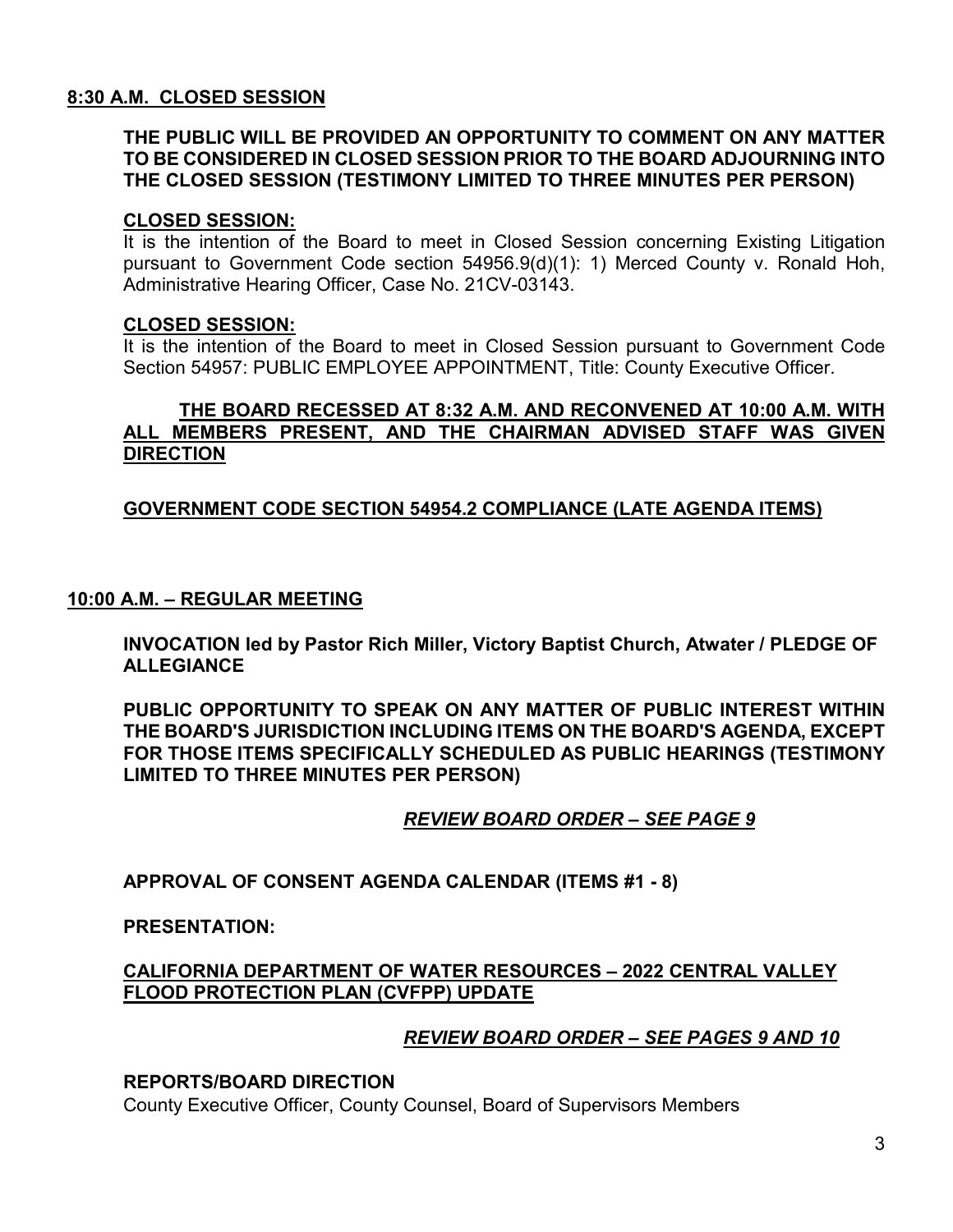**8:30 A.M. CLOSED SESSION**

**THE PUBLIC WILL BE PROVIDED AN OPPORTUNITY TO COMMENT ON ANY MATTER TO BE CONSIDERED IN CLOSED SESSION PRIOR TO THE BOARD ADJOURNING INTO THE CLOSED SESSION (TESTIMONY LIMITED TO THREE MINUTES PER PERSON)**

**CLOSED SESSION:**
It is the intention of the Board to meet in Closed Session concerning Existing Litigation pursuant to Government Code section 54956.9(d)(1): 1) Merced County v. Ronald Hoh, Administrative Hearing Officer, Case No. 21CV-03143.

**CLOSED SESSION:**
It is the intention of the Board to meet in Closed Session pursuant to Government Code Section 54957: PUBLIC EMPLOYEE APPOINTMENT, Title: County Executive Officer.

**THE BOARD RECESSED AT 8:32 A.M. AND RECONVENED AT 10:00 A.M. WITH ALL MEMBERS PRESENT, AND THE CHAIRMAN ADVISED STAFF WAS GIVEN DIRECTION**

**GOVERNMENT CODE SECTION 54954.2 COMPLIANCE (LATE AGENDA ITEMS)**

**10:00 A.M. – REGULAR MEETING**

**INVOCATION led by Pastor Rich Miller, Victory Baptist Church, Atwater / PLEDGE OF ALLEGIANCE**

**PUBLIC OPPORTUNITY TO SPEAK ON ANY MATTER OF PUBLIC INTEREST WITHIN THE BOARD'S JURISDICTION INCLUDING ITEMS ON THE BOARD'S AGENDA, EXCEPT FOR THOSE ITEMS SPECIFICALLY SCHEDULED AS PUBLIC HEARINGS (TESTIMONY LIMITED TO THREE MINUTES PER PERSON)**

***REVIEW BOARD ORDER – SEE PAGE 9***

**APPROVAL OF CONSENT AGENDA CALENDAR (ITEMS #1 - 8)**

**PRESENTATION:**

**CALIFORNIA DEPARTMENT OF WATER RESOURCES – 2022 CENTRAL VALLEY FLOOD PROTECTION PLAN (CVFPP) UPDATE**

***REVIEW BOARD ORDER – SEE PAGES 9 AND 10***

**REPORTS/BOARD DIRECTION**
County Executive Officer, County Counsel, Board of Supervisors Members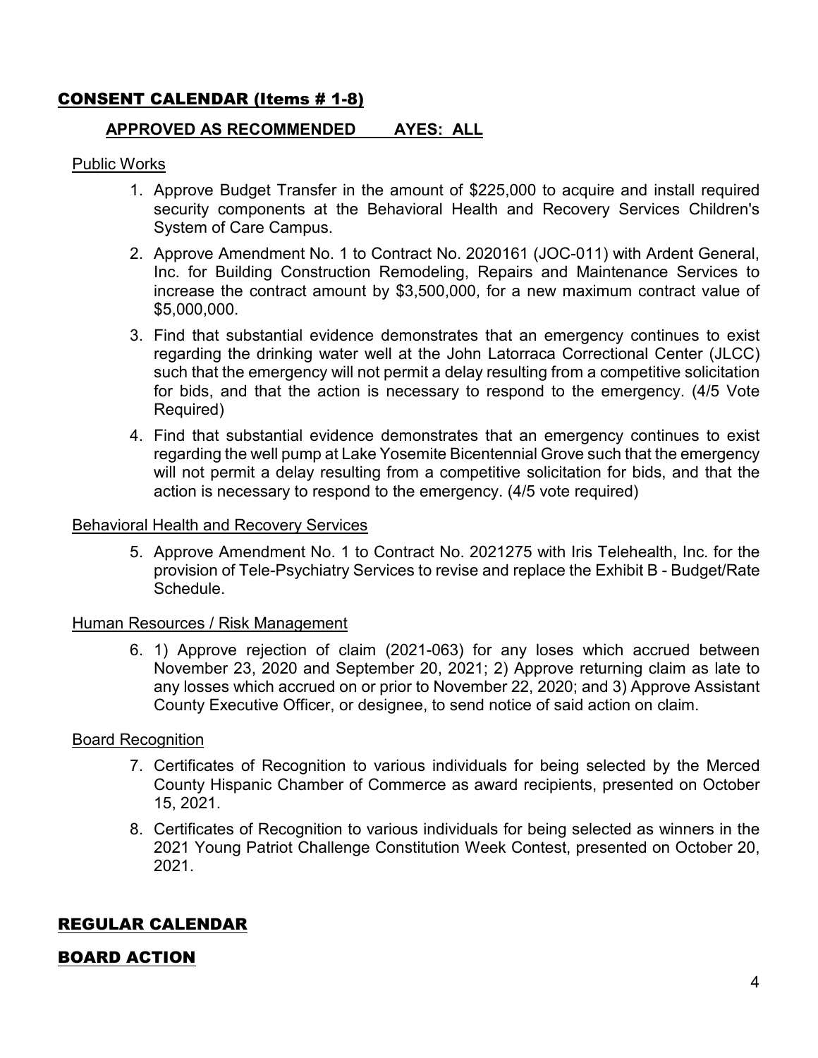## CONSENT CALENDAR (Items # 1-8)

**APPROVED AS RECOMMENDED      AYES: ALL**

Public Works

1. Approve Budget Transfer in the amount of $225,000 to acquire and install required security components at the Behavioral Health and Recovery Services Children's System of Care Campus.
2. Approve Amendment No. 1 to Contract No. 2020161 (JOC-011) with Ardent General, Inc. for Building Construction Remodeling, Repairs and Maintenance Services to increase the contract amount by $3,500,000, for a new maximum contract value of $5,000,000.
3. Find that substantial evidence demonstrates that an emergency continues to exist regarding the drinking water well at the John Latorraca Correctional Center (JLCC) such that the emergency will not permit a delay resulting from a competitive solicitation for bids, and that the action is necessary to respond to the emergency. (4/5 Vote Required)
4. Find that substantial evidence demonstrates that an emergency continues to exist regarding the well pump at Lake Yosemite Bicentennial Grove such that the emergency will not permit a delay resulting from a competitive solicitation for bids, and that the action is necessary to respond to the emergency. (4/5 vote required)

Behavioral Health and Recovery Services

5. Approve Amendment No. 1 to Contract No. 2021275 with Iris Telehealth, Inc. for the provision of Tele-Psychiatry Services to revise and replace the Exhibit B - Budget/Rate Schedule.

Human Resources / Risk Management

6. 1) Approve rejection of claim (2021-063) for any loses which accrued between November 23, 2020 and September 20, 2021; 2) Approve returning claim as late to any losses which accrued on or prior to November 22, 2020; and 3) Approve Assistant County Executive Officer, or designee, to send notice of said action on claim.

Board Recognition

7. Certificates of Recognition to various individuals for being selected by the Merced County Hispanic Chamber of Commerce as award recipients, presented on October 15, 2021.
8. Certificates of Recognition to various individuals for being selected as winners in the 2021 Young Patriot Challenge Constitution Week Contest, presented on October 20, 2021.

## REGULAR CALENDAR

## BOARD ACTION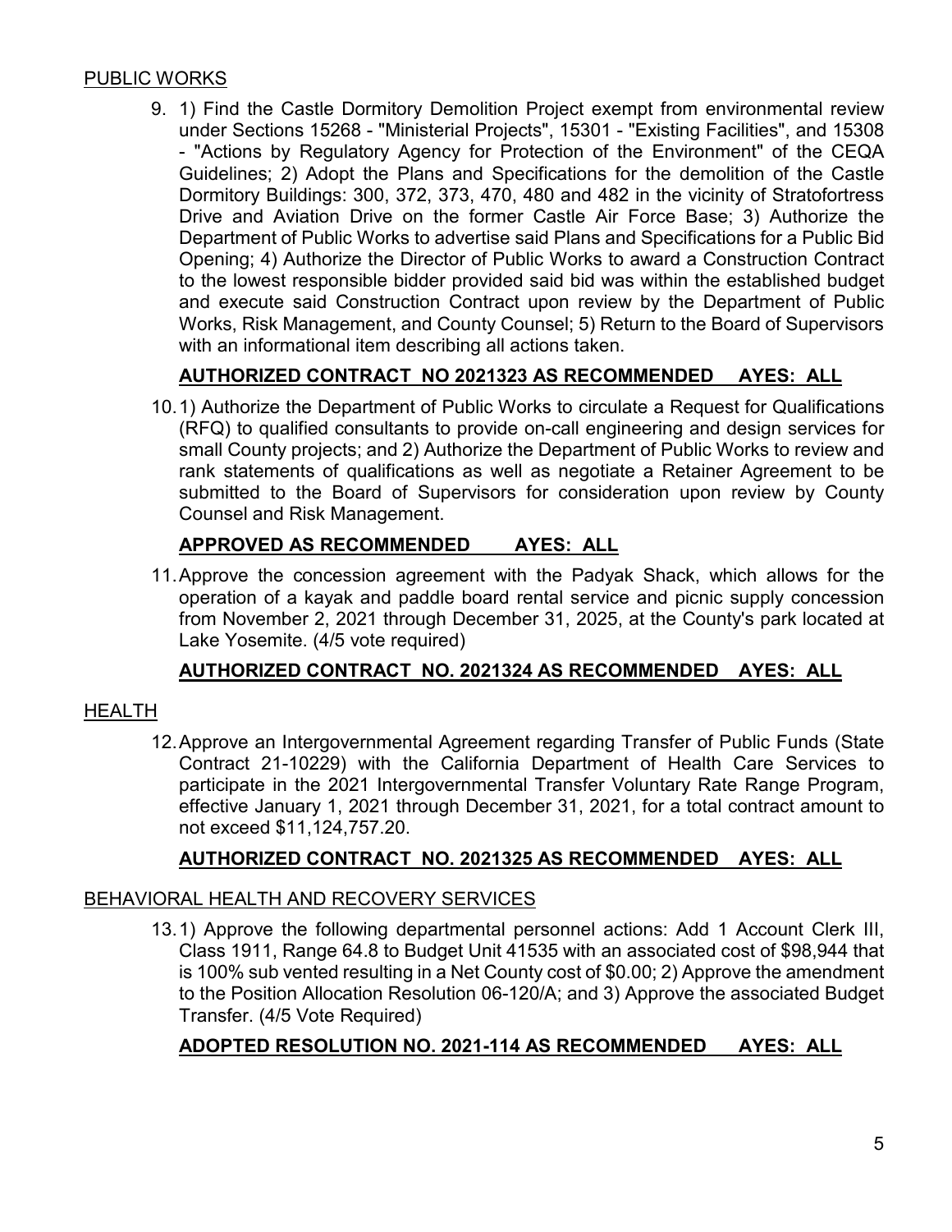PUBLIC WORKS

9. 1) Find the Castle Dormitory Demolition Project exempt from environmental review under Sections 15268 - "Ministerial Projects", 15301 - "Existing Facilities", and 15308 - "Actions by Regulatory Agency for Protection of the Environment" of the CEQA Guidelines; 2) Adopt the Plans and Specifications for the demolition of the Castle Dormitory Buildings: 300, 372, 373, 470, 480 and 482 in the vicinity of Stratofortress Drive and Aviation Drive on the former Castle Air Force Base; 3) Authorize the Department of Public Works to advertise said Plans and Specifications for a Public Bid Opening; 4) Authorize the Director of Public Works to award a Construction Contract to the lowest responsible bidder provided said bid was within the established budget and execute said Construction Contract upon review by the Department of Public Works, Risk Management, and County Counsel; 5) Return to the Board of Supervisors with an informational item describing all actions taken.

   **AUTHORIZED CONTRACT NO 2021323 AS RECOMMENDED AYES: ALL**

10. 1) Authorize the Department of Public Works to circulate a Request for Qualifications (RFQ) to qualified consultants to provide on-call engineering and design services for small County projects; and 2) Authorize the Department of Public Works to review and rank statements of qualifications as well as negotiate a Retainer Agreement to be submitted to the Board of Supervisors for consideration upon review by County Counsel and Risk Management.

    **APPROVED AS RECOMMENDED AYES: ALL**

11. Approve the concession agreement with the Padyak Shack, which allows for the operation of a kayak and paddle board rental service and picnic supply concession from November 2, 2021 through December 31, 2025, at the County's park located at Lake Yosemite. (4/5 vote required)

    **AUTHORIZED CONTRACT NO. 2021324 AS RECOMMENDED AYES: ALL**

HEALTH

12. Approve an Intergovernmental Agreement regarding Transfer of Public Funds (State Contract 21-10229) with the California Department of Health Care Services to participate in the 2021 Intergovernmental Transfer Voluntary Rate Range Program, effective January 1, 2021 through December 31, 2021, for a total contract amount to not exceed $11,124,757.20.

    **AUTHORIZED CONTRACT NO. 2021325 AS RECOMMENDED AYES: ALL**

BEHAVIORAL HEALTH AND RECOVERY SERVICES

13. 1) Approve the following departmental personnel actions: Add 1 Account Clerk III, Class 1911, Range 64.8 to Budget Unit 41535 with an associated cost of $98,944 that is 100% sub vented resulting in a Net County cost of $0.00; 2) Approve the amendment to the Position Allocation Resolution 06-120/A; and 3) Approve the associated Budget Transfer. (4/5 Vote Required)

    **ADOPTED RESOLUTION NO. 2021-114 AS RECOMMENDED AYES: ALL**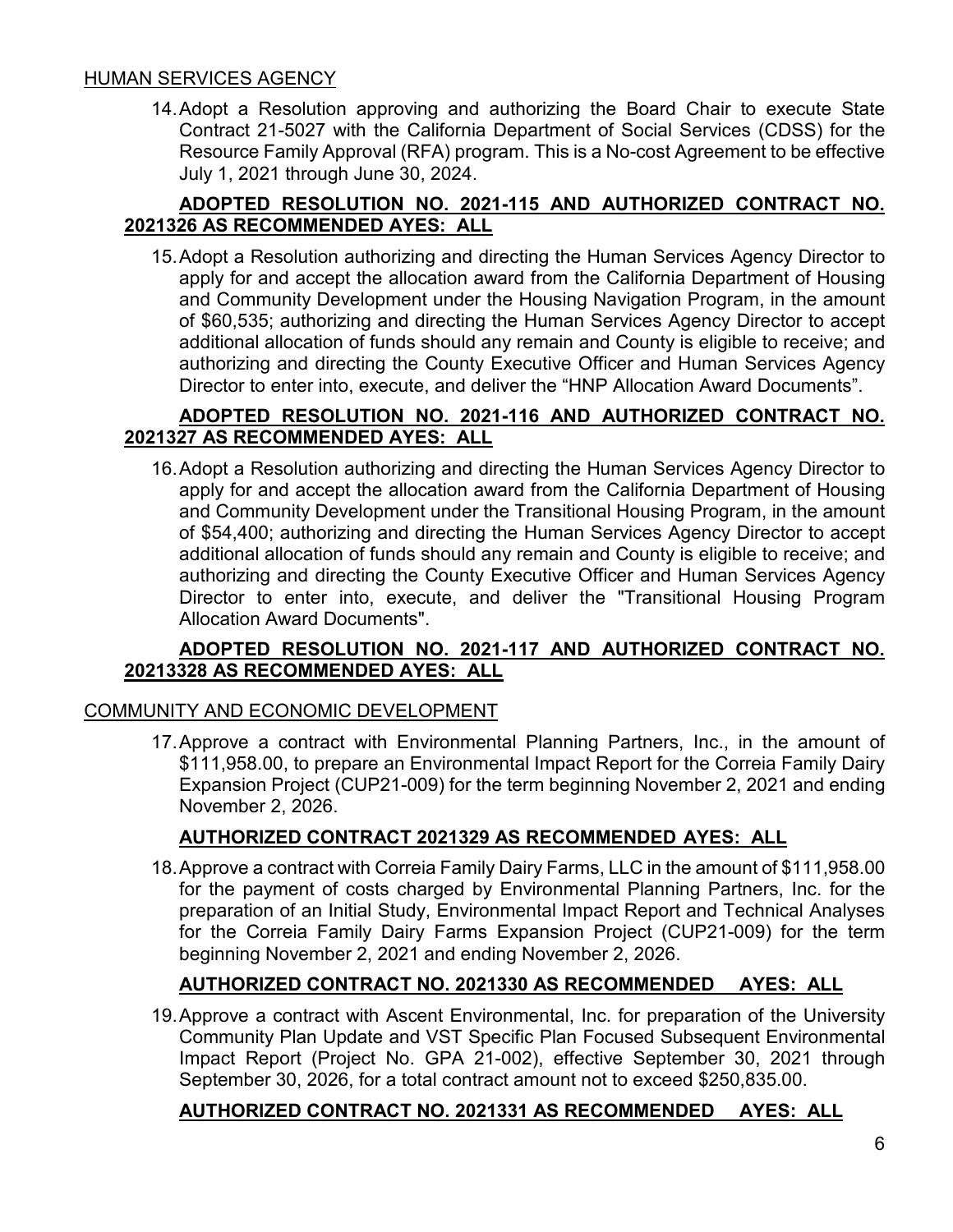## HUMAN SERVICES AGENCY

14. Adopt a Resolution approving and authorizing the Board Chair to execute State Contract 21-5027 with the California Department of Social Services (CDSS) for the Resource Family Approval (RFA) program. This is a No-cost Agreement to be effective July 1, 2021 through June 30, 2024.

**ADOPTED RESOLUTION NO. 2021-115 AND AUTHORIZED CONTRACT NO. 2021326 AS RECOMMENDED AYES: ALL**

15. Adopt a Resolution authorizing and directing the Human Services Agency Director to apply for and accept the allocation award from the California Department of Housing and Community Development under the Housing Navigation Program, in the amount of $60,535; authorizing and directing the Human Services Agency Director to accept additional allocation of funds should any remain and County is eligible to receive; and authorizing and directing the County Executive Officer and Human Services Agency Director to enter into, execute, and deliver the "HNP Allocation Award Documents".

**ADOPTED RESOLUTION NO. 2021-116 AND AUTHORIZED CONTRACT NO. 2021327 AS RECOMMENDED AYES: ALL**

16. Adopt a Resolution authorizing and directing the Human Services Agency Director to apply for and accept the allocation award from the California Department of Housing and Community Development under the Transitional Housing Program, in the amount of $54,400; authorizing and directing the Human Services Agency Director to accept additional allocation of funds should any remain and County is eligible to receive; and authorizing and directing the County Executive Officer and Human Services Agency Director to enter into, execute, and deliver the "Transitional Housing Program Allocation Award Documents".

**ADOPTED RESOLUTION NO. 2021-117 AND AUTHORIZED CONTRACT NO. 20213328 AS RECOMMENDED AYES: ALL**

## COMMUNITY AND ECONOMIC DEVELOPMENT

17. Approve a contract with Environmental Planning Partners, Inc., in the amount of $111,958.00, to prepare an Environmental Impact Report for the Correia Family Dairy Expansion Project (CUP21-009) for the term beginning November 2, 2021 and ending November 2, 2026.

**AUTHORIZED CONTRACT 2021329 AS RECOMMENDED AYES: ALL**

18. Approve a contract with Correia Family Dairy Farms, LLC in the amount of $111,958.00 for the payment of costs charged by Environmental Planning Partners, Inc. for the preparation of an Initial Study, Environmental Impact Report and Technical Analyses for the Correia Family Dairy Farms Expansion Project (CUP21-009) for the term beginning November 2, 2021 and ending November 2, 2026.

**AUTHORIZED CONTRACT NO. 2021330 AS RECOMMENDED AYES: ALL**

19. Approve a contract with Ascent Environmental, Inc. for preparation of the University Community Plan Update and VST Specific Plan Focused Subsequent Environmental Impact Report (Project No. GPA 21-002), effective September 30, 2021 through September 30, 2026, for a total contract amount not to exceed $250,835.00.

**AUTHORIZED CONTRACT NO. 2021331 AS RECOMMENDED AYES: ALL**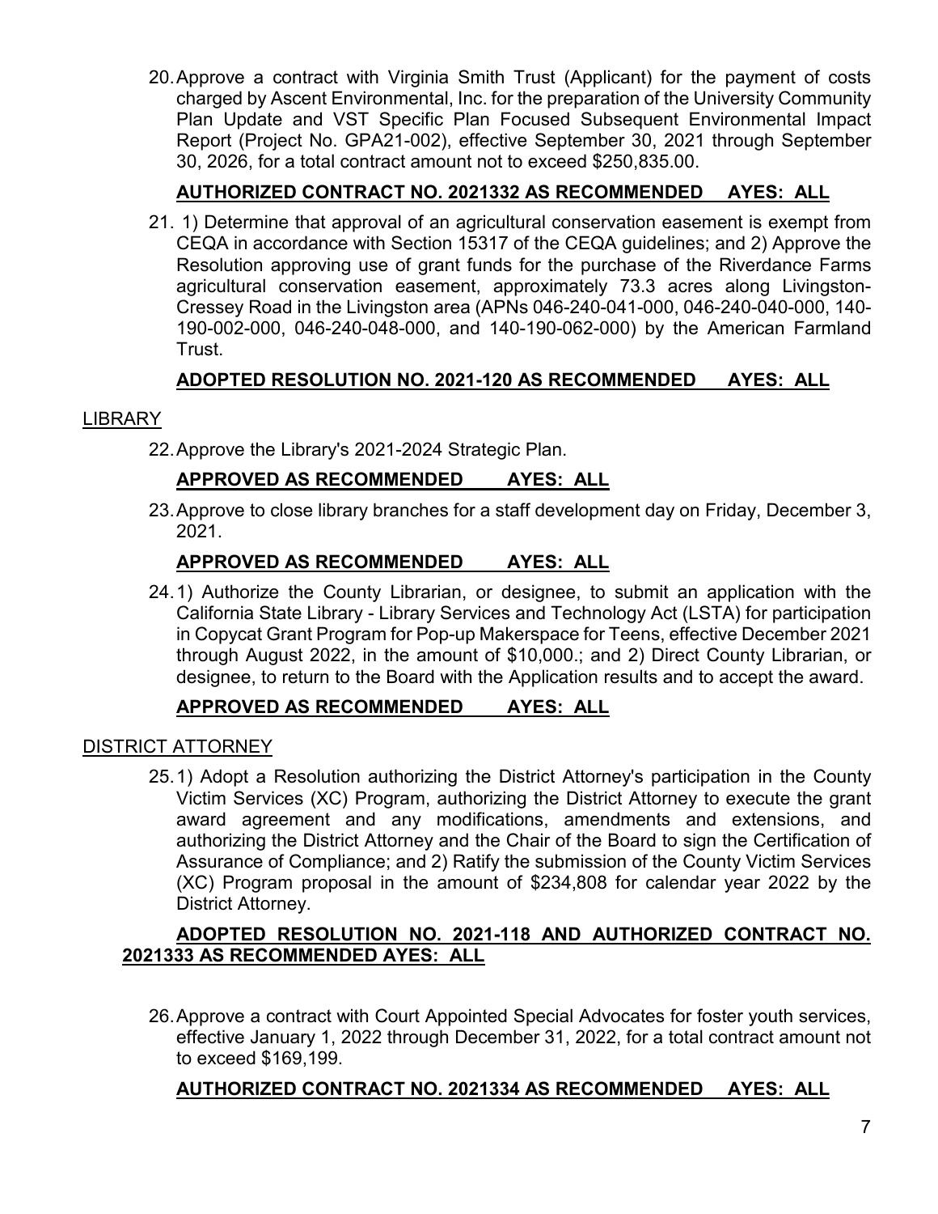20. Approve a contract with Virginia Smith Trust (Applicant) for the payment of costs charged by Ascent Environmental, Inc. for the preparation of the University Community Plan Update and VST Specific Plan Focused Subsequent Environmental Impact Report (Project No. GPA21-002), effective September 30, 2021 through September 30, 2026, for a total contract amount not to exceed $250,835.00.

**AUTHORIZED CONTRACT NO. 2021332 AS RECOMMENDED AYES: ALL**

21. 1) Determine that approval of an agricultural conservation easement is exempt from CEQA in accordance with Section 15317 of the CEQA guidelines; and 2) Approve the Resolution approving use of grant funds for the purchase of the Riverdance Farms agricultural conservation easement, approximately 73.3 acres along Livingston-Cressey Road in the Livingston area (APNs 046-240-041-000, 046-240-040-000, 140-190-002-000, 046-240-048-000, and 140-190-062-000) by the American Farmland Trust.

**ADOPTED RESOLUTION NO. 2021-120 AS RECOMMENDED AYES: ALL**

LIBRARY

22. Approve the Library's 2021-2024 Strategic Plan.

**APPROVED AS RECOMMENDED AYES: ALL**

23. Approve to close library branches for a staff development day on Friday, December 3, 2021.

**APPROVED AS RECOMMENDED AYES: ALL**

24. 1) Authorize the County Librarian, or designee, to submit an application with the California State Library - Library Services and Technology Act (LSTA) for participation in Copycat Grant Program for Pop-up Makerspace for Teens, effective December 2021 through August 2022, in the amount of $10,000.; and 2) Direct County Librarian, or designee, to return to the Board with the Application results and to accept the award.

**APPROVED AS RECOMMENDED AYES: ALL**

DISTRICT ATTORNEY

25. 1) Adopt a Resolution authorizing the District Attorney's participation in the County Victim Services (XC) Program, authorizing the District Attorney to execute the grant award agreement and any modifications, amendments and extensions, and authorizing the District Attorney and the Chair of the Board to sign the Certification of Assurance of Compliance; and 2) Ratify the submission of the County Victim Services (XC) Program proposal in the amount of $234,808 for calendar year 2022 by the District Attorney.

**ADOPTED RESOLUTION NO. 2021-118 AND AUTHORIZED CONTRACT NO. 2021333 AS RECOMMENDED AYES: ALL**

26. Approve a contract with Court Appointed Special Advocates for foster youth services, effective January 1, 2022 through December 31, 2022, for a total contract amount not to exceed $169,199.

**AUTHORIZED CONTRACT NO. 2021334 AS RECOMMENDED AYES: ALL**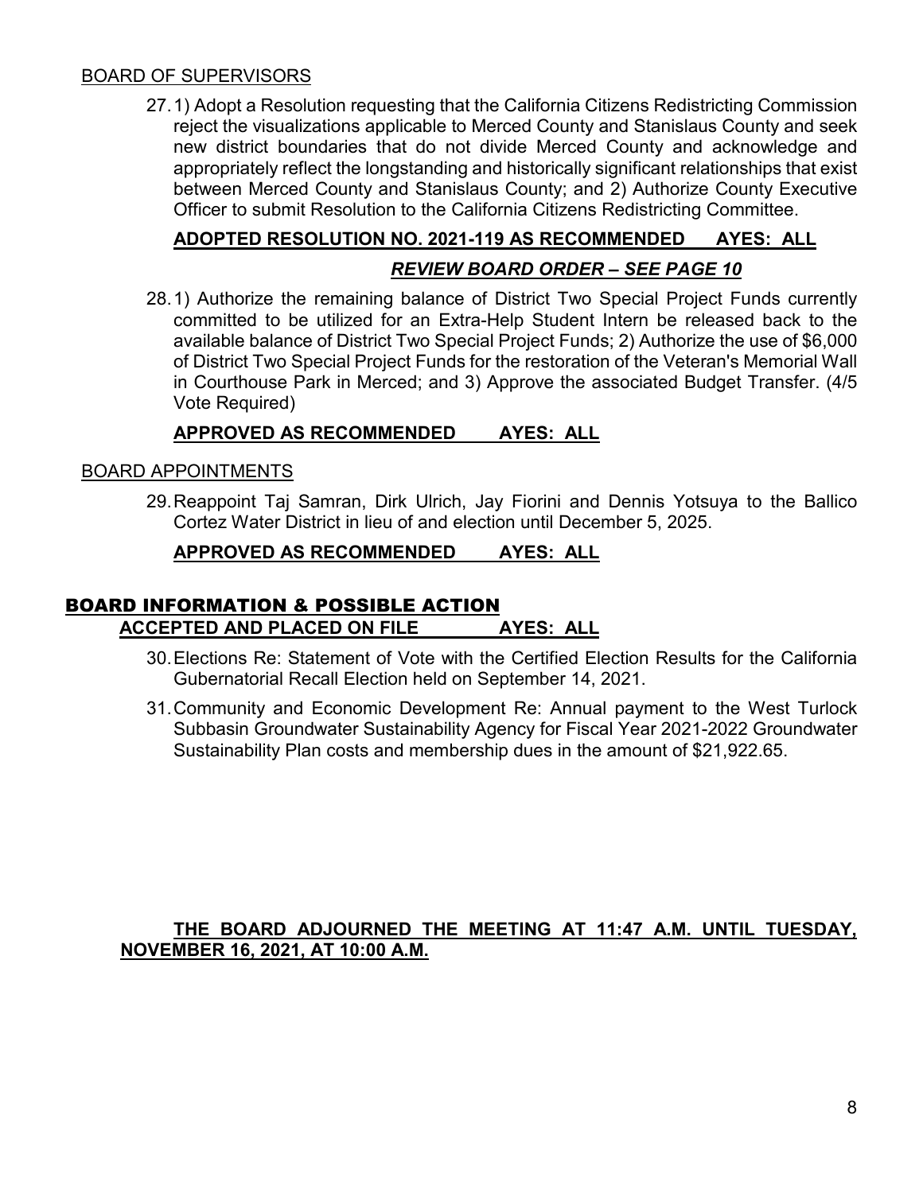BOARD OF SUPERVISORS

27. 1) Adopt a Resolution requesting that the California Citizens Redistricting Commission reject the visualizations applicable to Merced County and Stanislaus County and seek new district boundaries that do not divide Merced County and acknowledge and appropriately reflect the longstanding and historically significant relationships that exist between Merced County and Stanislaus County; and 2) Authorize County Executive Officer to submit Resolution to the California Citizens Redistricting Committee.

**ADOPTED RESOLUTION NO. 2021-119 AS RECOMMENDED AYES: ALL**

***REVIEW BOARD ORDER – SEE PAGE 10***

28. 1) Authorize the remaining balance of District Two Special Project Funds currently committed to be utilized for an Extra-Help Student Intern be released back to the available balance of District Two Special Project Funds; 2) Authorize the use of $6,000 of District Two Special Project Funds for the restoration of the Veteran's Memorial Wall in Courthouse Park in Merced; and 3) Approve the associated Budget Transfer. (4/5 Vote Required)

**APPROVED AS RECOMMENDED AYES: ALL**

BOARD APPOINTMENTS

29. Reappoint Taj Samran, Dirk Ulrich, Jay Fiorini and Dennis Yotsuya to the Ballico Cortez Water District in lieu of and election until December 5, 2025.

**APPROVED AS RECOMMENDED AYES: ALL**

## BOARD INFORMATION & POSSIBLE ACTION

**ACCEPTED AND PLACED ON FILE AYES: ALL**

30. Elections Re: Statement of Vote with the Certified Election Results for the California Gubernatorial Recall Election held on September 14, 2021.

31. Community and Economic Development Re: Annual payment to the West Turlock Subbasin Groundwater Sustainability Agency for Fiscal Year 2021-2022 Groundwater Sustainability Plan costs and membership dues in the amount of $21,922.65.

**THE BOARD ADJOURNED THE MEETING AT 11:47 A.M. UNTIL TUESDAY, NOVEMBER 16, 2021, AT 10:00 A.M.**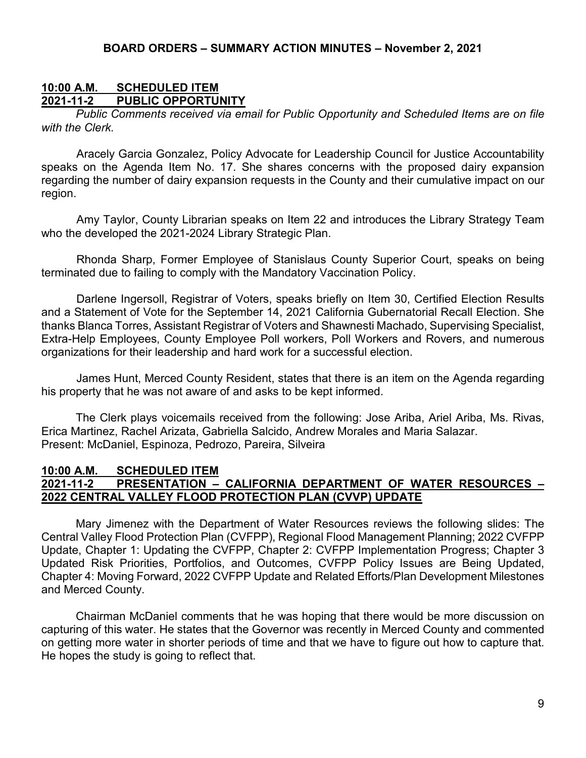**BOARD ORDERS – SUMMARY ACTION MINUTES – November 2, 2021**

**<u>10:00 A.M. SCHEDULED ITEM</u>**
**<u>2021-11-2 PUBLIC OPPORTUNITY</u>**

*Public Comments received via email for Public Opportunity and Scheduled Items are on file with the Clerk.*

Aracely Garcia Gonzalez, Policy Advocate for Leadership Council for Justice Accountability speaks on the Agenda Item No. 17. She shares concerns with the proposed dairy expansion regarding the number of dairy expansion requests in the County and their cumulative impact on our region.

Amy Taylor, County Librarian speaks on Item 22 and introduces the Library Strategy Team who the developed the 2021-2024 Library Strategic Plan.

Rhonda Sharp, Former Employee of Stanislaus County Superior Court, speaks on being terminated due to failing to comply with the Mandatory Vaccination Policy.

Darlene Ingersoll, Registrar of Voters, speaks briefly on Item 30, Certified Election Results and a Statement of Vote for the September 14, 2021 California Gubernatorial Recall Election. She thanks Blanca Torres, Assistant Registrar of Voters and Shawnesti Machado, Supervising Specialist, Extra-Help Employees, County Employee Poll workers, Poll Workers and Rovers, and numerous organizations for their leadership and hard work for a successful election.

James Hunt, Merced County Resident, states that there is an item on the Agenda regarding his property that he was not aware of and asks to be kept informed.

The Clerk plays voicemails received from the following: Jose Ariba, Ariel Ariba, Ms. Rivas, Erica Martinez, Rachel Arizata, Gabriella Salcido, Andrew Morales and Maria Salazar.
Present: McDaniel, Espinoza, Pedrozo, Pareira, Silveira

**<u>10:00 A.M. SCHEDULED ITEM</u>**
**<u>2021-11-2 PRESENTATION – CALIFORNIA DEPARTMENT OF WATER RESOURCES – 2022 CENTRAL VALLEY FLOOD PROTECTION PLAN (CVVP) UPDATE</u>**

Mary Jimenez with the Department of Water Resources reviews the following slides: The Central Valley Flood Protection Plan (CVFPP), Regional Flood Management Planning; 2022 CVFPP Update, Chapter 1: Updating the CVFPP, Chapter 2: CVFPP Implementation Progress; Chapter 3 Updated Risk Priorities, Portfolios, and Outcomes, CVFPP Policy Issues are Being Updated, Chapter 4: Moving Forward, 2022 CVFPP Update and Related Efforts/Plan Development Milestones and Merced County.

Chairman McDaniel comments that he was hoping that there would be more discussion on capturing of this water. He states that the Governor was recently in Merced County and commented on getting more water in shorter periods of time and that we have to figure out how to capture that. He hopes the study is going to reflect that.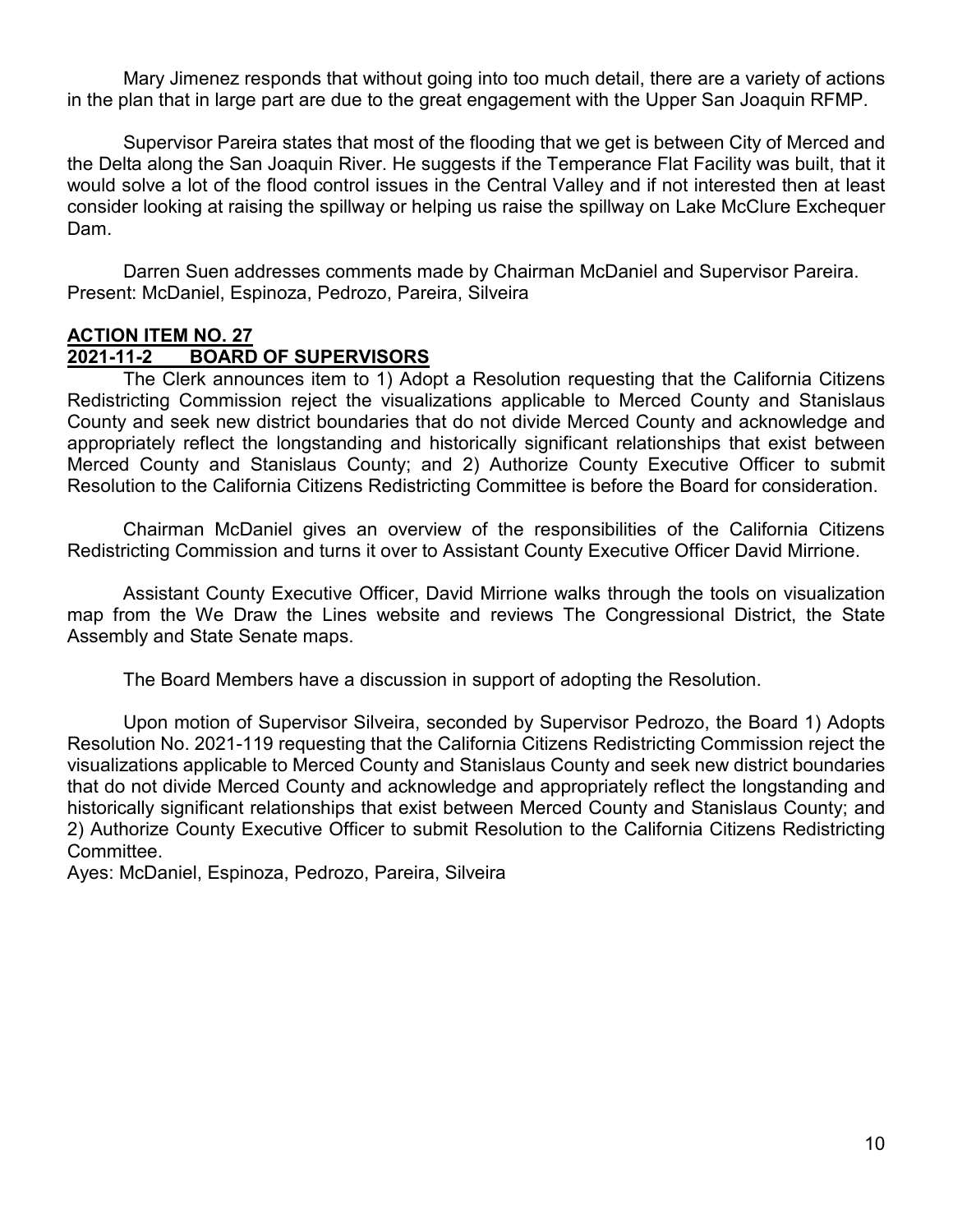Mary Jimenez responds that without going into too much detail, there are a variety of actions in the plan that in large part are due to the great engagement with the Upper San Joaquin RFMP.

Supervisor Pareira states that most of the flooding that we get is between City of Merced and the Delta along the San Joaquin River. He suggests if the Temperance Flat Facility was built, that it would solve a lot of the flood control issues in the Central Valley and if not interested then at least consider looking at raising the spillway or helping us raise the spillway on Lake McClure Exchequer Dam.

Darren Suen addresses comments made by Chairman McDaniel and Supervisor Pareira.
Present: McDaniel, Espinoza, Pedrozo, Pareira, Silveira

**ACTION ITEM NO. 27**
**2021-11-2 BOARD OF SUPERVISORS**

The Clerk announces item to 1) Adopt a Resolution requesting that the California Citizens Redistricting Commission reject the visualizations applicable to Merced County and Stanislaus County and seek new district boundaries that do not divide Merced County and acknowledge and appropriately reflect the longstanding and historically significant relationships that exist between Merced County and Stanislaus County; and 2) Authorize County Executive Officer to submit Resolution to the California Citizens Redistricting Committee is before the Board for consideration.

Chairman McDaniel gives an overview of the responsibilities of the California Citizens Redistricting Commission and turns it over to Assistant County Executive Officer David Mirrione.

Assistant County Executive Officer, David Mirrione walks through the tools on visualization map from the We Draw the Lines website and reviews The Congressional District, the State Assembly and State Senate maps.

The Board Members have a discussion in support of adopting the Resolution.

Upon motion of Supervisor Silveira, seconded by Supervisor Pedrozo, the Board 1) Adopts Resolution No. 2021-119 requesting that the California Citizens Redistricting Commission reject the visualizations applicable to Merced County and Stanislaus County and seek new district boundaries that do not divide Merced County and acknowledge and appropriately reflect the longstanding and historically significant relationships that exist between Merced County and Stanislaus County; and 2) Authorize County Executive Officer to submit Resolution to the California Citizens Redistricting Committee.
Ayes: McDaniel, Espinoza, Pedrozo, Pareira, Silveira